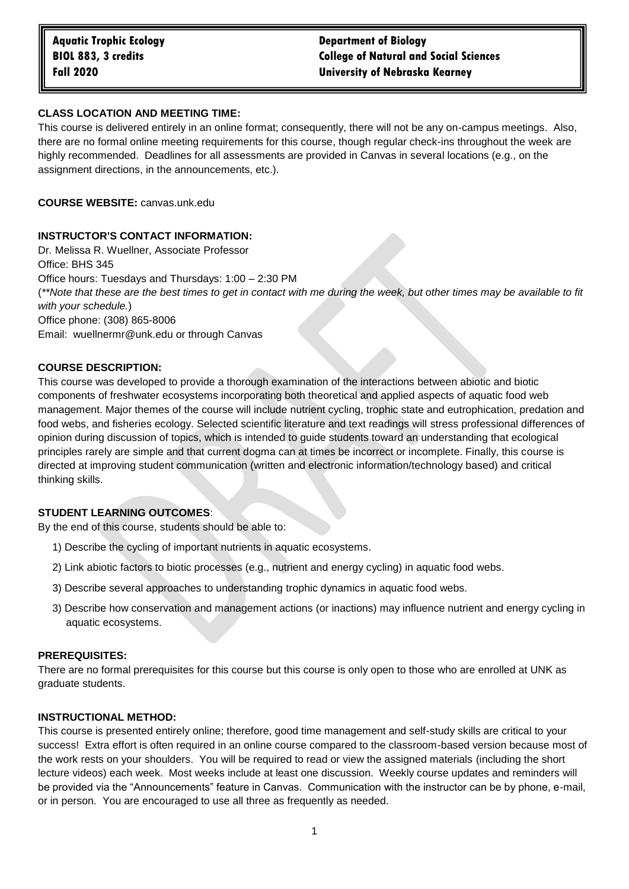**Aquatic Trophic Ecology**
**BIOL 883, 3 credits**
**Fall 2020**

**Department of Biology**
**College of Natural and Social Sciences**
**University of Nebraska Kearney**

**CLASS LOCATION AND MEETING TIME:**
This course is delivered entirely in an online format; consequently, there will not be any on-campus meetings. Also, there are no formal online meeting requirements for this course, though regular check-ins throughout the week are highly recommended. Deadlines for all assessments are provided in Canvas in several locations (e.g., on the assignment directions, in the announcements, etc.).

**COURSE WEBSITE:** canvas.unk.edu

**INSTRUCTOR'S CONTACT INFORMATION:**
Dr. Melissa R. Wuellner, Associate Professor
Office: BHS 345
Office hours: Tuesdays and Thursdays: 1:00 – 2:30 PM
(*\*\*Note that these are the best times to get in contact with me during the week, but other times may be available to fit with your schedule.*)
Office phone: (308) 865-8006
Email: wuellnermr@unk.edu or through Canvas

**COURSE DESCRIPTION:**
This course was developed to provide a thorough examination of the interactions between abiotic and biotic components of freshwater ecosystems incorporating both theoretical and applied aspects of aquatic food web management. Major themes of the course will include nutrient cycling, trophic state and eutrophication, predation and food webs, and fisheries ecology. Selected scientific literature and text readings will stress professional differences of opinion during discussion of topics, which is intended to guide students toward an understanding that ecological principles rarely are simple and that current dogma can at times be incorrect or incomplete. Finally, this course is directed at improving student communication (written and electronic information/technology based) and critical thinking skills.

**STUDENT LEARNING OUTCOMES**:
By the end of this course, students should be able to:

1) Describe the cycling of important nutrients in aquatic ecosystems.
2) Link abiotic factors to biotic processes (e.g., nutrient and energy cycling) in aquatic food webs.
3) Describe several approaches to understanding trophic dynamics in aquatic food webs.
3) Describe how conservation and management actions (or inactions) may influence nutrient and energy cycling in aquatic ecosystems.

**PREREQUISITES:**
There are no formal prerequisites for this course but this course is only open to those who are enrolled at UNK as graduate students.

**INSTRUCTIONAL METHOD:**
This course is presented entirely online; therefore, good time management and self-study skills are critical to your success! Extra effort is often required in an online course compared to the classroom-based version because most of the work rests on your shoulders. You will be required to read or view the assigned materials (including the short lecture videos) each week. Most weeks include at least one discussion. Weekly course updates and reminders will be provided via the "Announcements" feature in Canvas. Communication with the instructor can be by phone, e-mail, or in person. You are encouraged to use all three as frequently as needed.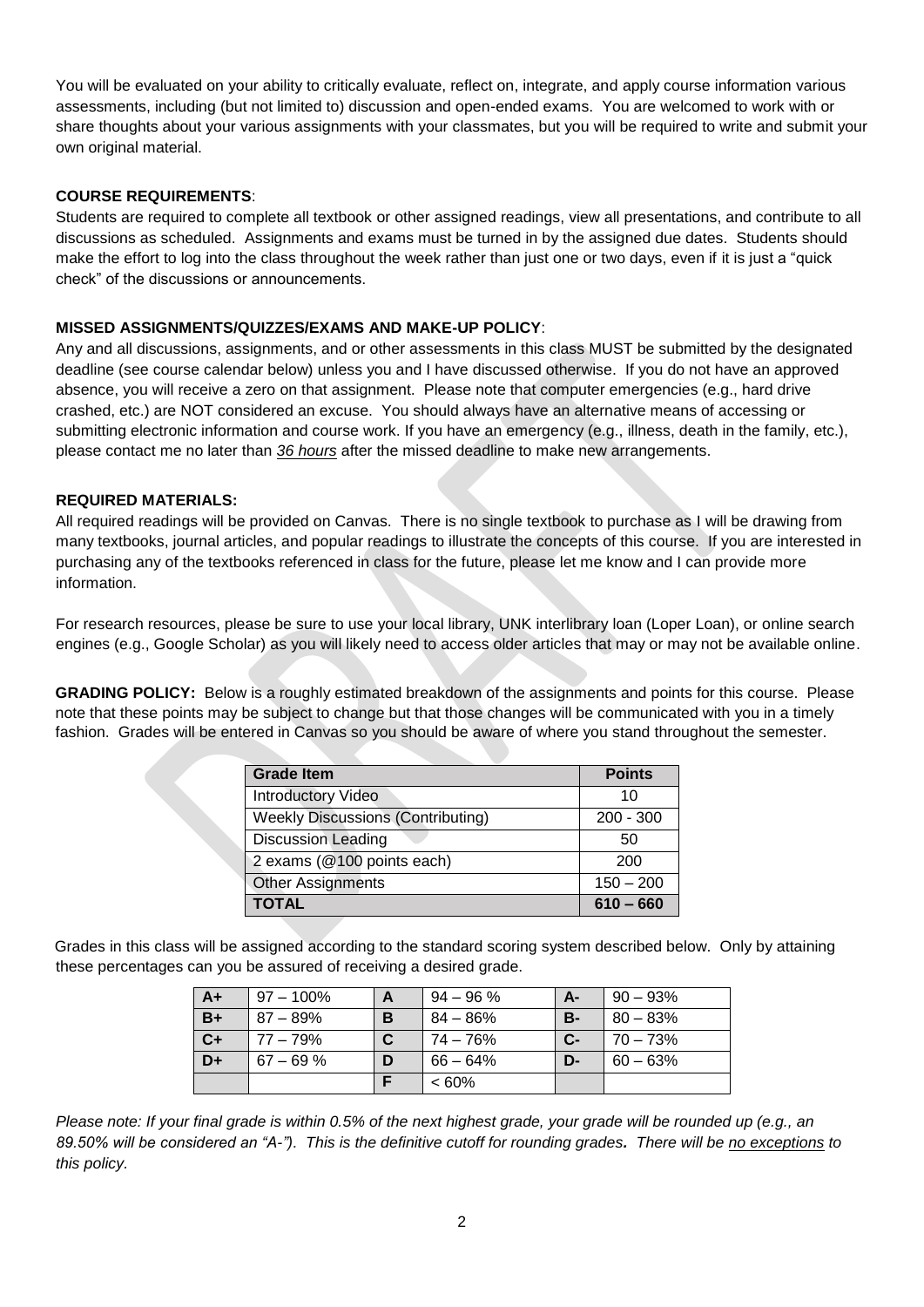You will be evaluated on your ability to critically evaluate, reflect on, integrate, and apply course information various assessments, including (but not limited to) discussion and open-ended exams. You are welcomed to work with or share thoughts about your various assignments with your classmates, but you will be required to write and submit your own original material.

**COURSE REQUIREMENTS**:

Students are required to complete all textbook or other assigned readings, view all presentations, and contribute to all discussions as scheduled. Assignments and exams must be turned in by the assigned due dates. Students should make the effort to log into the class throughout the week rather than just one or two days, even if it is just a "quick check" of the discussions or announcements.

**MISSED ASSIGNMENTS/QUIZZES/EXAMS AND MAKE-UP POLICY**:

Any and all discussions, assignments, and or other assessments in this class MUST be submitted by the designated deadline (see course calendar below) unless you and I have discussed otherwise. If you do not have an approved absence, you will receive a zero on that assignment. Please note that computer emergencies (e.g., hard drive crashed, etc.) are NOT considered an excuse. You should always have an alternative means of accessing or submitting electronic information and course work. If you have an emergency (e.g., illness, death in the family, etc.), please contact me no later than ***36 hours*** after the missed deadline to make new arrangements.

**REQUIRED MATERIALS:**

All required readings will be provided on Canvas. There is no single textbook to purchase as I will be drawing from many textbooks, journal articles, and popular readings to illustrate the concepts of this course. If you are interested in purchasing any of the textbooks referenced in class for the future, please let me know and I can provide more information.

For research resources, please be sure to use your local library, UNK interlibrary loan (Loper Loan), or online search engines (e.g., Google Scholar) as you will likely need to access older articles that may or may not be available online.

**GRADING POLICY:** Below is a roughly estimated breakdown of the assignments and points for this course. Please note that these points may be subject to change but that those changes will be communicated with you in a timely fashion. Grades will be entered in Canvas so you should be aware of where you stand throughout the semester.

| Grade Item | Points |
|---|---|
| Introductory Video | 10 |
| Weekly Discussions (Contributing) | 200 - 300 |
| Discussion Leading | 50 |
| 2 exams (@100 points each) | 200 |
| Other Assignments | 150 – 200 |
| **TOTAL** | **610 – 660** |

Grades in this class will be assigned according to the standard scoring system described below. Only by attaining these percentages can you be assured of receiving a desired grade.

| | | | | | |
|---|---|---|---|---|---|
| **A+** | 97 – 100% | **A** | 94 – 96 % | **A-** | 90 – 93% |
| **B+** | 87 – 89% | **B** | 84 – 86% | **B-** | 80 – 83% |
| **C+** | 77 – 79% | **C** | 74 – 76% | **C-** | 70 – 73% |
| **D+** | 67 – 69 % | **D** | 66 – 64% | **D-** | 60 – 63% |
| | | **F** | < 60% | | |

*Please note: If your final grade is within 0.5% of the next highest grade, your grade will be rounded up (e.g., an 89.50% will be considered an "A-"). This is the definitive cutoff for rounding grades**.** There will be no exceptions to this policy.*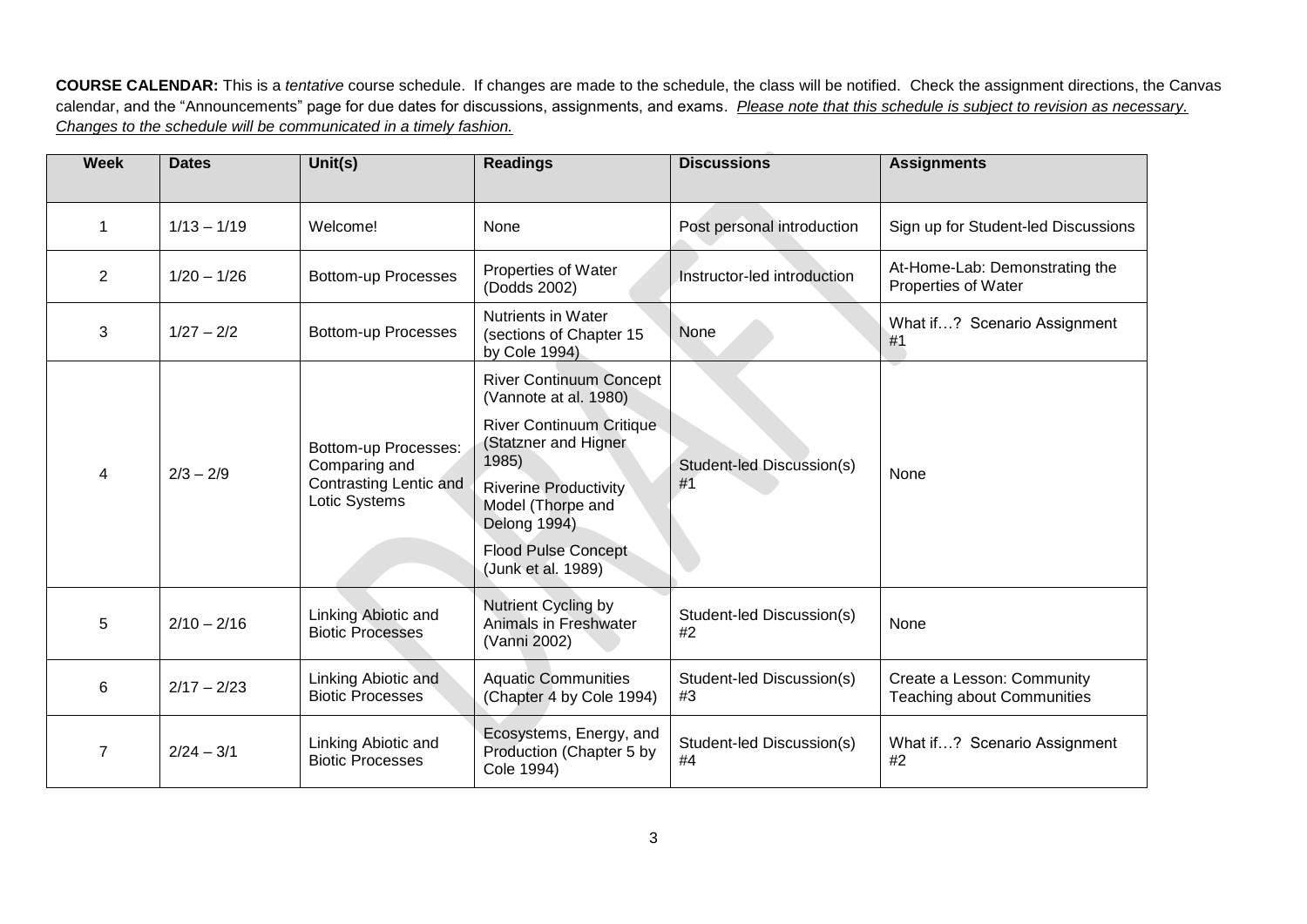**COURSE CALENDAR:** This is a *tentative* course schedule. If changes are made to the schedule, the class will be notified. Check the assignment directions, the Canvas calendar, and the "Announcements" page for due dates for discussions, assignments, and exams. *Please note that this schedule is subject to revision as necessary. Changes to the schedule will be communicated in a timely fashion.*

| Week | Dates | Unit(s) | Readings | Discussions | Assignments |
|---|---|---|---|---|---|
| 1 | 1/13 – 1/19 | Welcome! | None | Post personal introduction | Sign up for Student-led Discussions |
| 2 | 1/20 – 1/26 | Bottom-up Processes | Properties of Water (Dodds 2002) | Instructor-led introduction | At-Home-Lab: Demonstrating the Properties of Water |
| 3 | 1/27 – 2/2 | Bottom-up Processes | Nutrients in Water (sections of Chapter 15 by Cole 1994) | None | What if…? Scenario Assignment #1 |
| 4 | 2/3 – 2/9 | Bottom-up Processes: Comparing and Contrasting Lentic and Lotic Systems | River Continuum Concept (Vannote at al. 1980)<br>River Continuum Critique (Statzner and Higner 1985)<br>Riverine Productivity Model (Thorpe and Delong 1994)<br>Flood Pulse Concept (Junk et al. 1989) | Student-led Discussion(s) #1 | None |
| 5 | 2/10 – 2/16 | Linking Abiotic and Biotic Processes | Nutrient Cycling by Animals in Freshwater (Vanni 2002) | Student-led Discussion(s) #2 | None |
| 6 | 2/17 – 2/23 | Linking Abiotic and Biotic Processes | Aquatic Communities (Chapter 4 by Cole 1994) | Student-led Discussion(s) #3 | Create a Lesson: Community Teaching about Communities |
| 7 | 2/24 – 3/1 | Linking Abiotic and Biotic Processes | Ecosystems, Energy, and Production (Chapter 5 by Cole 1994) | Student-led Discussion(s) #4 | What if…? Scenario Assignment #2 |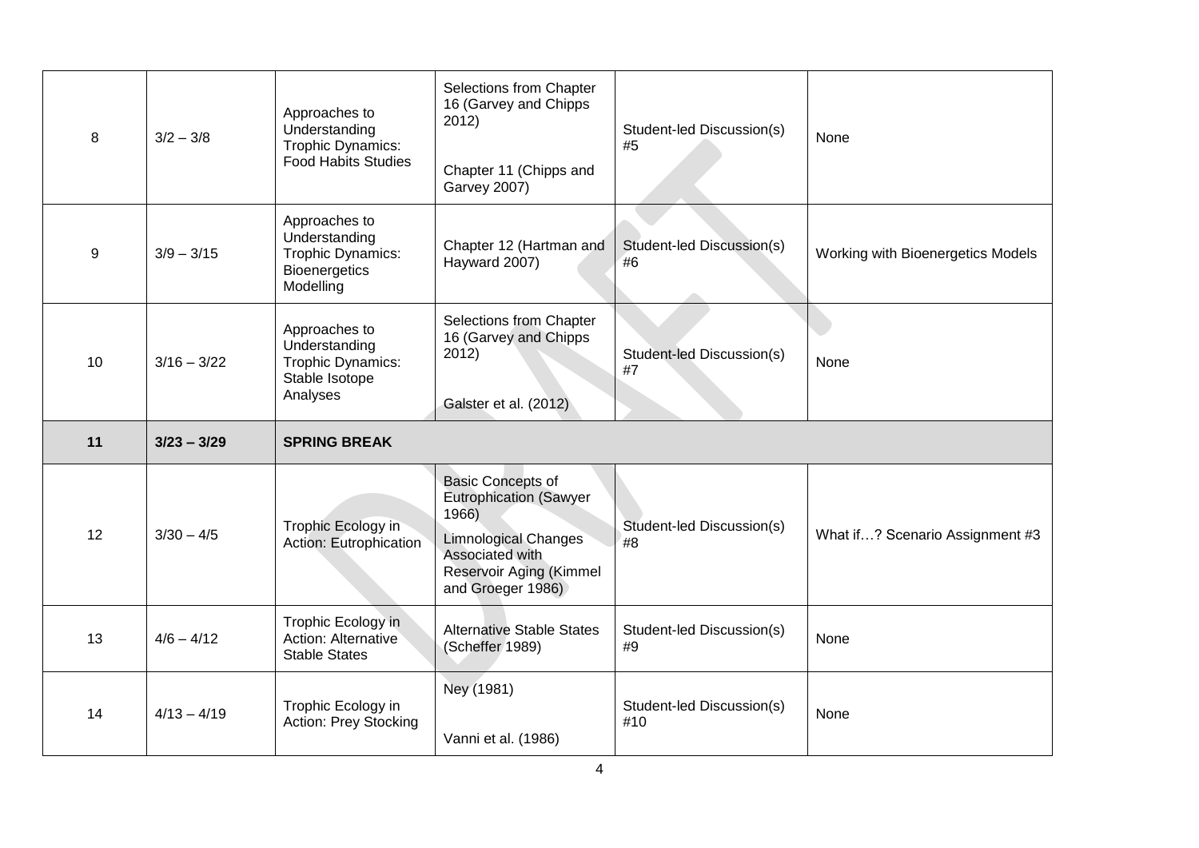| 8 | 3/2 – 3/8 | Approaches to Understanding Trophic Dynamics: Food Habits Studies | Selections from Chapter 16 (Garvey and Chipps 2012)<br><br>Chapter 11 (Chipps and Garvey 2007) | Student-led Discussion(s) #5 | None |
|---|---|---|---|---|---|
| 9 | 3/9 – 3/15 | Approaches to Understanding Trophic Dynamics: Bioenergetics Modelling | Chapter 12 (Hartman and Hayward 2007) | Student-led Discussion(s) #6 | Working with Bioenergetics Models |
| 10 | 3/16 – 3/22 | Approaches to Understanding Trophic Dynamics: Stable Isotope Analyses | Selections from Chapter 16 (Garvey and Chipps 2012)<br><br>Galster et al. (2012) | Student-led Discussion(s) #7 | None |
| **11** | **3/23 – 3/29** | **SPRING BREAK** | | | |
| 12 | 3/30 – 4/5 | Trophic Ecology in Action: Eutrophication | Basic Concepts of Eutrophication (Sawyer 1966)<br><br>Limnological Changes Associated with Reservoir Aging (Kimmel and Groeger 1986) | Student-led Discussion(s) #8 | What if…? Scenario Assignment #3 |
| 13 | 4/6 – 4/12 | Trophic Ecology in Action: Alternative Stable States | Alternative Stable States (Scheffer 1989) | Student-led Discussion(s) #9 | None |
| 14 | 4/13 – 4/19 | Trophic Ecology in Action: Prey Stocking | Ney (1981)<br><br>Vanni et al. (1986) | Student-led Discussion(s) #10 | None |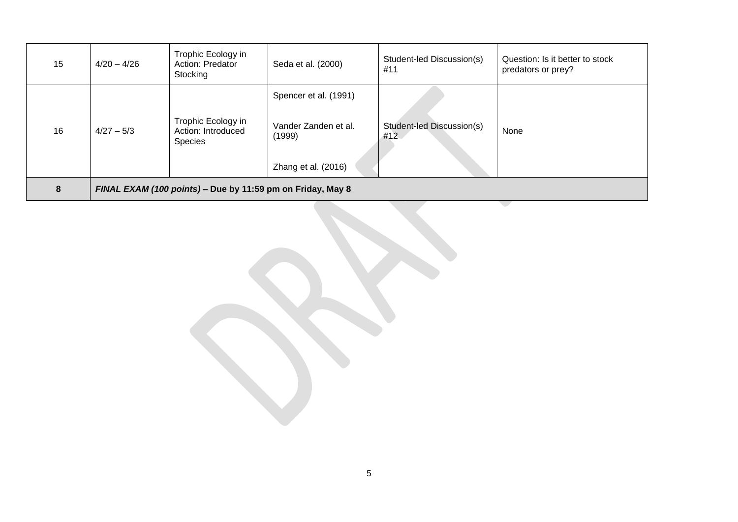| | | | | | |
|---|---|---|---|---|---|
| 15 | 4/20 – 4/26 | Trophic Ecology in Action: Predator Stocking | Seda et al. (2000) | Student-led Discussion(s) #11 | Question: Is it better to stock predators or prey? |
| 16 | 4/27 – 5/3 | Trophic Ecology in Action: Introduced Species | Spencer et al. (1991)<br><br>Vander Zanden et al. (1999)<br><br>Zhang et al. (2016) | Student-led Discussion(s) #12 | None |
| **8** | ***FINAL EXAM (100 points)* – Due by 11:59 pm on Friday, May 8** | | | | |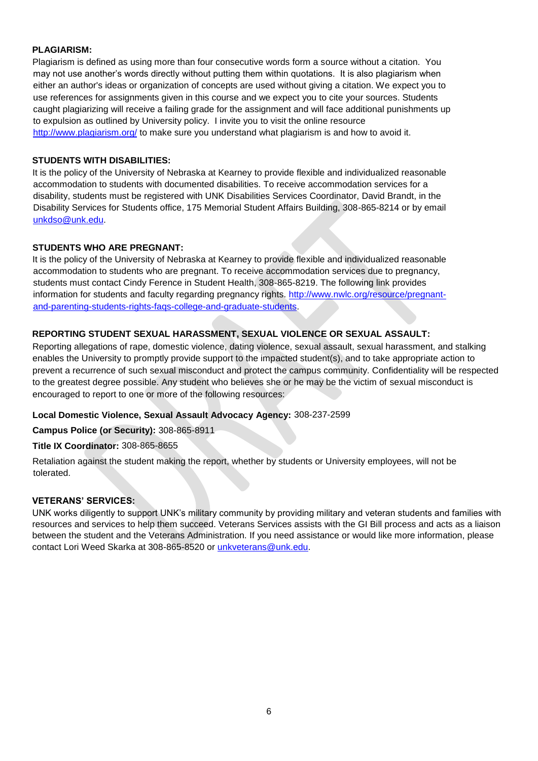**PLAGIARISM:**

Plagiarism is defined as using more than four consecutive words form a source without a citation. You may not use another's words directly without putting them within quotations. It is also plagiarism when either an author's ideas or organization of concepts are used without giving a citation. We expect you to use references for assignments given in this course and we expect you to cite your sources. Students caught plagiarizing will receive a failing grade for the assignment and will face additional punishments up to expulsion as outlined by University policy. I invite you to visit the online resource http://www.plagiarism.org/ to make sure you understand what plagiarism is and how to avoid it.

**STUDENTS WITH DISABILITIES:**

It is the policy of the University of Nebraska at Kearney to provide flexible and individualized reasonable accommodation to students with documented disabilities. To receive accommodation services for a disability, students must be registered with UNK Disabilities Services Coordinator, David Brandt, in the Disability Services for Students office, 175 Memorial Student Affairs Building, 308-865-8214 or by email unkdso@unk.edu.

**STUDENTS WHO ARE PREGNANT:**

It is the policy of the University of Nebraska at Kearney to provide flexible and individualized reasonable accommodation to students who are pregnant. To receive accommodation services due to pregnancy, students must contact Cindy Ference in Student Health, 308-865-8219. The following link provides information for students and faculty regarding pregnancy rights. http://www.nwlc.org/resource/pregnant-and-parenting-students-rights-faqs-college-and-graduate-students.

**REPORTING STUDENT SEXUAL HARASSMENT, SEXUAL VIOLENCE OR SEXUAL ASSAULT:**

Reporting allegations of rape, domestic violence, dating violence, sexual assault, sexual harassment, and stalking enables the University to promptly provide support to the impacted student(s), and to take appropriate action to prevent a recurrence of such sexual misconduct and protect the campus community. Confidentiality will be respected to the greatest degree possible. Any student who believes she or he may be the victim of sexual misconduct is encouraged to report to one or more of the following resources:

**Local Domestic Violence, Sexual Assault Advocacy Agency:** 308-237-2599

**Campus Police (or Security):** 308-865-8911

**Title IX Coordinator:** 308-865-8655

Retaliation against the student making the report, whether by students or University employees, will not be tolerated.

**VETERANS' SERVICES:**

UNK works diligently to support UNK's military community by providing military and veteran students and families with resources and services to help them succeed. Veterans Services assists with the GI Bill process and acts as a liaison between the student and the Veterans Administration. If you need assistance or would like more information, please contact Lori Weed Skarka at 308-865-8520 or unkveterans@unk.edu.